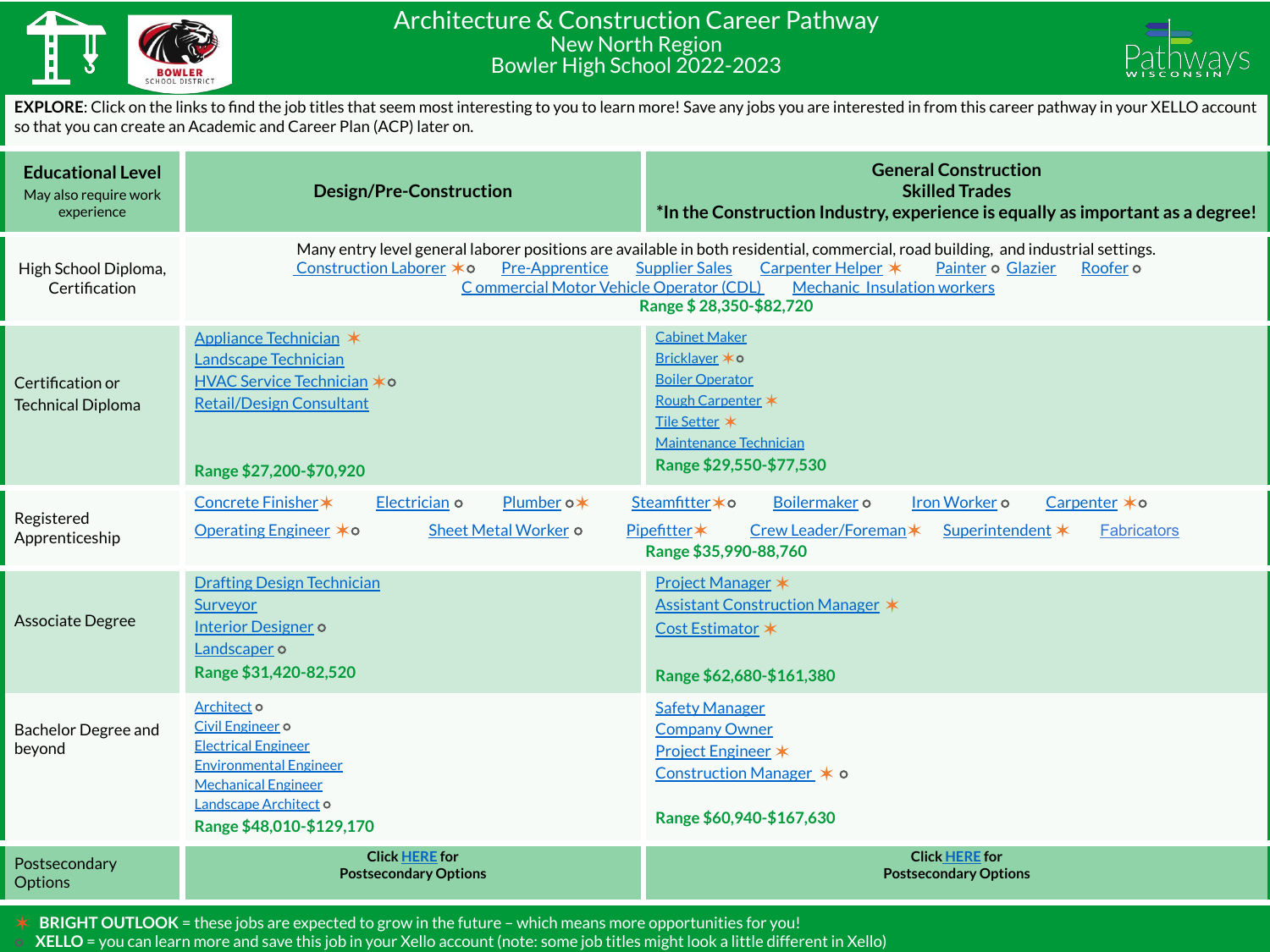# Architecture & Construction Career Pathway

## New North Region
## Bowler High School 2022-2023

**EXPLORE**: Click on the links to find the job titles that seem most interesting to you to learn more! Save any jobs you are interested in from this career pathway in your XELLO account so that you can create an Academic and Career Plan (ACP) later on.

| **Educational Level** May also require work experience | **Design/Pre-Construction** | **General Construction Skilled Trades** *In the Construction Industry, experience is equally as important as a degree! |
| --- | --- | --- |
| High School Diploma, Certification | Many entry level general laborer positions are available in both residential, commercial, road building, and industrial settings. Construction Laborer ✶ ○ Pre-Apprentice Supplier Sales Carpenter Helper ✶ Painter ○ Glazier Roofer ○ Commercial Motor Vehicle Operator (CDL) Mechanic Insulation workers **Range $ 28,350-$82,720** | |
| Certification or Technical Diploma | Appliance Technician ✶<br>Landscape Technician<br>HVAC Service Technician ✶ ○<br>Retail/Design Consultant<br>**Range $27,200-$70,920** | Cabinet Maker<br>Bricklayer ✶ ○<br>Boiler Operator<br>Rough Carpenter ✶<br>Tile Setter ✶<br>Maintenance Technician<br>**Range $29,550-$77,530** |
| Registered Apprenticeship | Concrete Finisher ✶ Electrician ○ Plumber ○ ✶ Steamfitter ✶ ○ Boilermaker ○ Iron Worker ○ Carpenter ✶ ○ Operating Engineer ✶ ○ Sheet Metal Worker ○ Pipefitter ✶ Crew Leader/Foreman ✶ Superintendent ✶ Fabricators **Range $35,990-88,760** | |
| Associate Degree | Drafting Design Technician<br>Surveyor<br>Interior Designer ○<br>Landscaper ○<br>**Range $31,420-82,520** | Project Manager ✶<br>Assistant Construction Manager ✶<br>Cost Estimator ✶<br>**Range $62,680-$161,380** |
| Bachelor Degree and beyond | Architect ○<br>Civil Engineer ○<br>Electrical Engineer<br>Environmental Engineer<br>Mechanical Engineer<br>Landscape Architect ○<br>**Range $48,010-$129,170** | Safety Manager<br>Company Owner<br>Project Engineer ✶<br>Construction Manager ✶ ○<br>**Range $60,940-$167,630** |
| Postsecondary Options | **Click HERE for Postsecondary Options** | **Click HERE for Postsecondary Options** |

✶ **BRIGHT OUTLOOK** = these jobs are expected to grow in the future – which means more opportunities for you!

○ **XELLO** = you can learn more and save this job in your Xello account (note: some job titles might look a little different in Xello)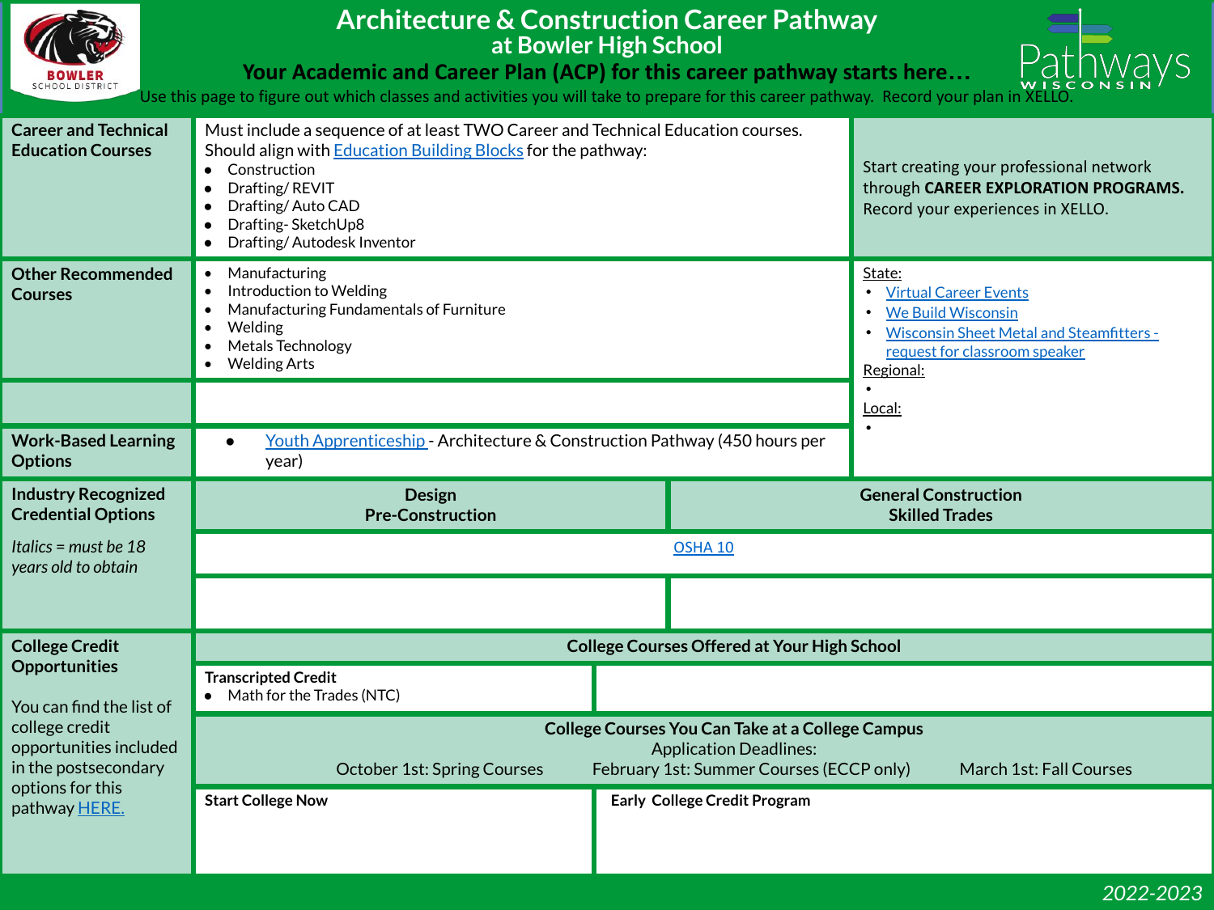# Architecture & Construction Career Pathway

## at Bowler High School

### Your Academic and Career Plan (ACP) for this career pathway starts here…

Use this page to figure out which classes and activities you will take to prepare for this career pathway. Record your plan in XELLO.

| | | |
|---|---|---|
| **Career and Technical Education Courses** | Must include a sequence of at least TWO Career and Technical Education courses. Should align with Education Building Blocks for the pathway:<br>• Construction<br>• Drafting/ REVIT<br>• Drafting/ Auto CAD<br>• Drafting- SketchUp8<br>• Drafting/ Autodesk Inventor | Start creating your professional network through **CAREER EXPLORATION PROGRAMS.** Record your experiences in XELLO. |
| **Other Recommended Courses** | • Manufacturing<br>• Introduction to Welding<br>• Manufacturing Fundamentals of Furniture<br>• Welding<br>• Metals Technology<br>• Welding Arts | State:<br>• Virtual Career Events<br>• We Build Wisconsin<br>• Wisconsin Sheet Metal and Steamfitters - request for classroom speaker<br>Regional:<br>•<br>Local:<br>• |
| | | |
| **Work-Based Learning Options** | • Youth Apprenticeship - Architecture & Construction Pathway (450 hours per year) | |

| | | |
|---|---|---|
| **Industry Recognized Credential Options**<br>*Italics = must be 18 years old to obtain* | **Design Pre-Construction** | **General Construction Skilled Trades** |
| | OSHA 10 | |
| | | |

| | | |
|---|---|---|
| **College Credit Opportunities**<br>You can find the list of college credit opportunities included in the postsecondary options for this pathway HERE. | **College Courses Offered at Your High School** | |
| | **Transcripted Credit**<br>• Math for the Trades (NTC) | |
| | **College Courses You Can Take at a College Campus**<br>Application Deadlines:<br>October 1st: Spring Courses February 1st: Summer Courses (ECCP only) March 1st: Fall Courses | |
| | **Start College Now** | **Early College Credit Program** |

*2022-2023*